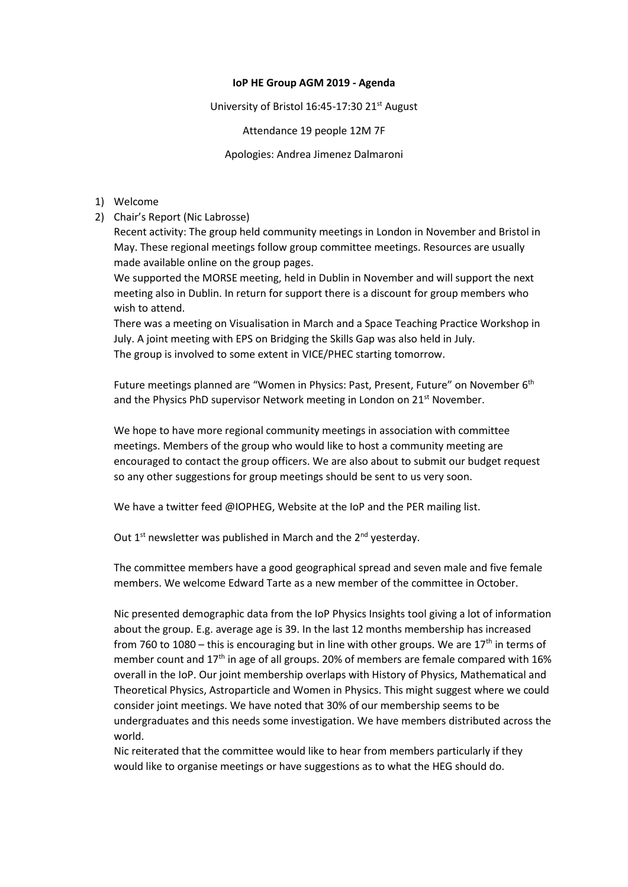**IoP HE Group AGM 2019 - Agenda**

University of Bristol 16:45-17:30 21st August

Attendance 19 people 12M 7F

Apologies: Andrea Jimenez Dalmaroni

1) Welcome
2) Chair's Report (Nic Labrosse)

   Recent activity: The group held community meetings in London in November and Bristol in May. These regional meetings follow group committee meetings. Resources are usually made available online on the group pages.

   We supported the MORSE meeting, held in Dublin in November and will support the next meeting also in Dublin. In return for support there is a discount for group members who wish to attend.

   There was a meeting on Visualisation in March and a Space Teaching Practice Workshop in July. A joint meeting with EPS on Bridging the Skills Gap was also held in July.

   The group is involved to some extent in VICE/PHEC starting tomorrow.

   Future meetings planned are "Women in Physics: Past, Present, Future" on November 6th and the Physics PhD supervisor Network meeting in London on 21st November.

   We hope to have more regional community meetings in association with committee meetings. Members of the group who would like to host a community meeting are encouraged to contact the group officers. We are also about to submit our budget request so any other suggestions for group meetings should be sent to us very soon.

   We have a twitter feed @IOPHEG, Website at the IoP and the PER mailing list.

   Out 1st newsletter was published in March and the 2nd yesterday.

   The committee members have a good geographical spread and seven male and five female members. We welcome Edward Tarte as a new member of the committee in October.

   Nic presented demographic data from the IoP Physics Insights tool giving a lot of information about the group. E.g. average age is 39. In the last 12 months membership has increased from 760 to 1080 – this is encouraging but in line with other groups. We are 17th in terms of member count and 17th in age of all groups. 20% of members are female compared with 16% overall in the IoP. Our joint membership overlaps with History of Physics, Mathematical and Theoretical Physics, Astroparticle and Women in Physics. This might suggest where we could consider joint meetings. We have noted that 30% of our membership seems to be undergraduates and this needs some investigation. We have members distributed across the world.

   Nic reiterated that the committee would like to hear from members particularly if they would like to organise meetings or have suggestions as to what the HEG should do.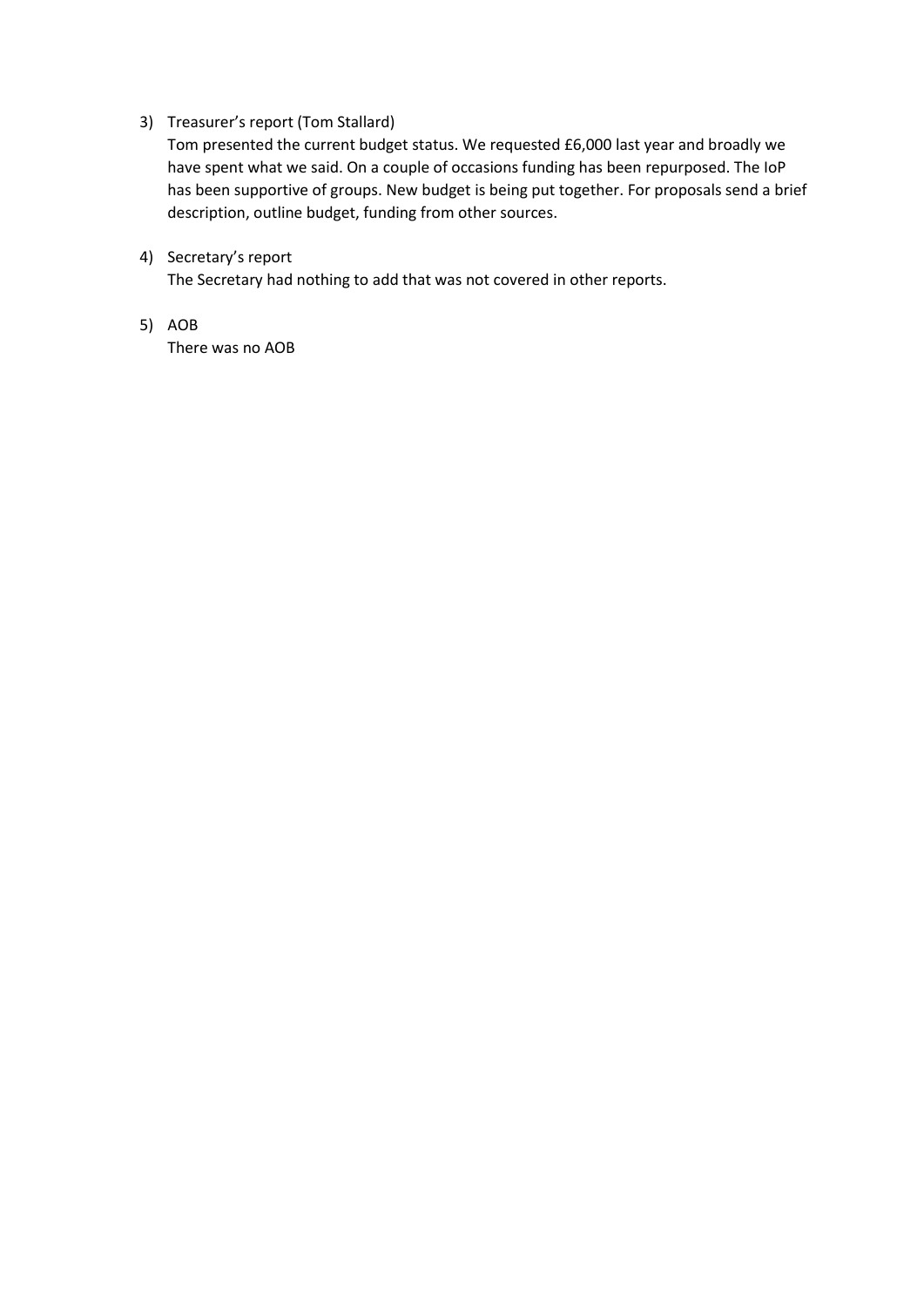3) Treasurer's report (Tom Stallard)
   Tom presented the current budget status. We requested £6,000 last year and broadly we have spent what we said. On a couple of occasions funding has been repurposed. The IoP has been supportive of groups. New budget is being put together. For proposals send a brief description, outline budget, funding from other sources.

4) Secretary's report
   The Secretary had nothing to add that was not covered in other reports.

5) AOB
   There was no AOB